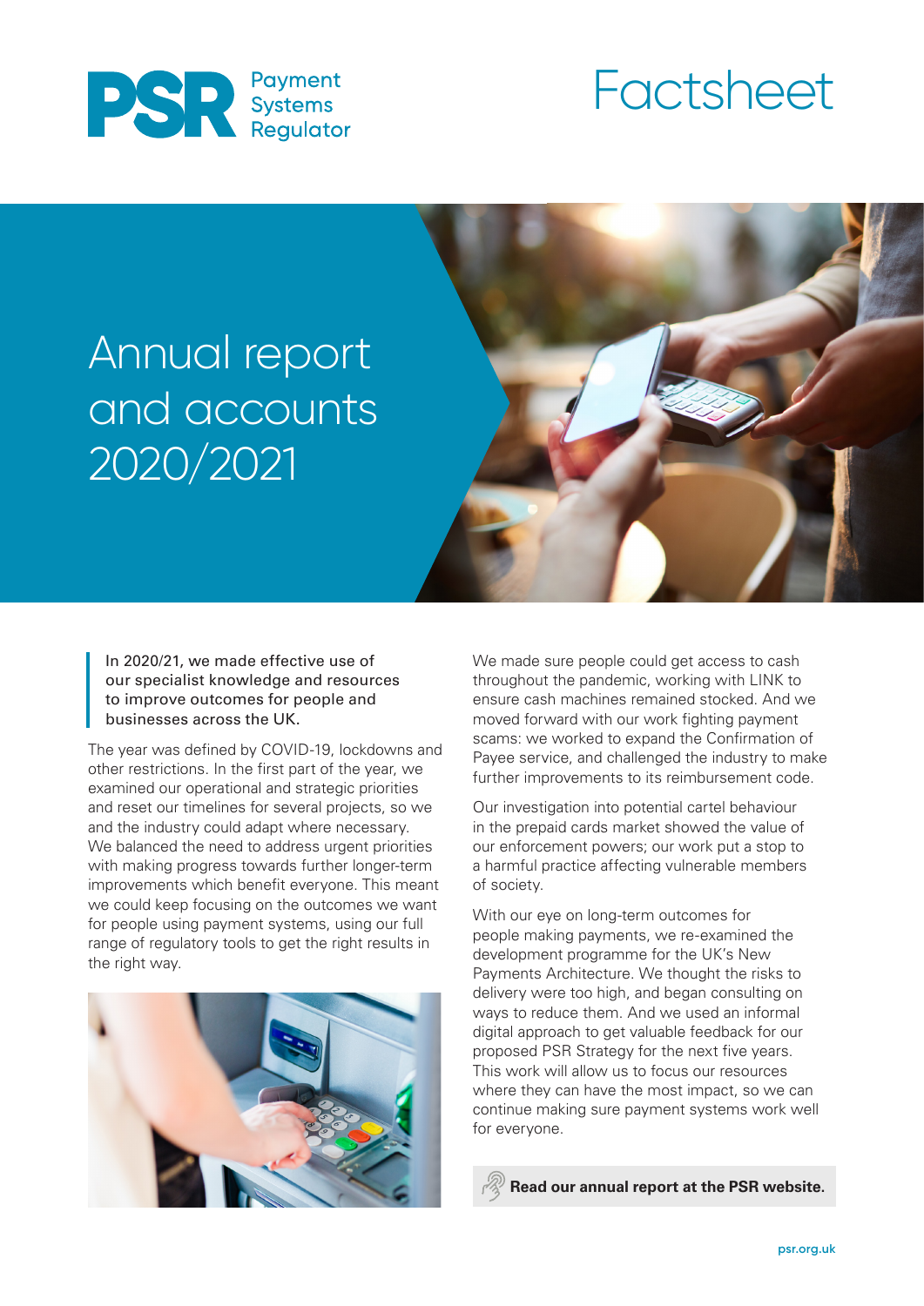PSR Payment Systems Regulator

# Factsheet

## Annual report and accounts 2020/2021

> In 2020/21, we made effective use of our specialist knowledge and resources to improve outcomes for people and businesses across the UK.

The year was defined by COVID-19, lockdowns and other restrictions. In the first part of the year, we examined our operational and strategic priorities and reset our timelines for several projects, so we and the industry could adapt where necessary. We balanced the need to address urgent priorities with making progress towards further longer-term improvements which benefit everyone. This meant we could keep focusing on the outcomes we want for people using payment systems, using our full range of regulatory tools to get the right results in the right way.

We made sure people could get access to cash throughout the pandemic, working with LINK to ensure cash machines remained stocked. And we moved forward with our work fighting payment scams: we worked to expand the Confirmation of Payee service, and challenged the industry to make further improvements to its reimbursement code.

Our investigation into potential cartel behaviour in the prepaid cards market showed the value of our enforcement powers; our work put a stop to a harmful practice affecting vulnerable members of society.

With our eye on long-term outcomes for people making payments, we re-examined the development programme for the UK's New Payments Architecture. We thought the risks to delivery were too high, and began consulting on ways to reduce them. And we used an informal digital approach to get valuable feedback for our proposed PSR Strategy for the next five years. This work will allow us to focus our resources where they can have the most impact, so we can continue making sure payment systems work well for everyone.

**Read our annual report at the PSR website.**

psr.org.uk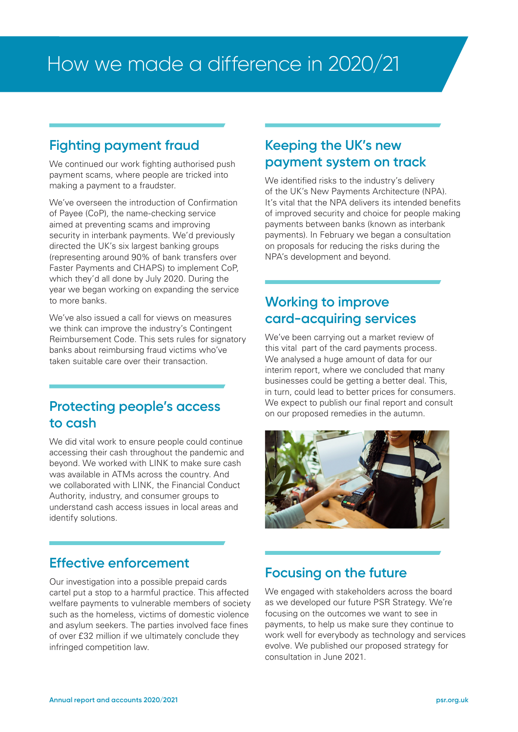# How we made a difference in 2020/21

## Fighting payment fraud

We continued our work fighting authorised push payment scams, where people are tricked into making a payment to a fraudster.

We've overseen the introduction of Confirmation of Payee (CoP), the name-checking service aimed at preventing scams and improving security in interbank payments. We'd previously directed the UK's six largest banking groups (representing around 90% of bank transfers over Faster Payments and CHAPS) to implement CoP, which they'd all done by July 2020. During the year we began working on expanding the service to more banks.

We've also issued a call for views on measures we think can improve the industry's Contingent Reimbursement Code. This sets rules for signatory banks about reimbursing fraud victims who've taken suitable care over their transaction.

## Protecting people's access to cash

We did vital work to ensure people could continue accessing their cash throughout the pandemic and beyond. We worked with LINK to make sure cash was available in ATMs across the country. And we collaborated with LINK, the Financial Conduct Authority, industry, and consumer groups to understand cash access issues in local areas and identify solutions.

## Effective enforcement

Our investigation into a possible prepaid cards cartel put a stop to a harmful practice. This affected welfare payments to vulnerable members of society such as the homeless, victims of domestic violence and asylum seekers. The parties involved face fines of over £32 million if we ultimately conclude they infringed competition law.

## Keeping the UK's new payment system on track

We identified risks to the industry's delivery of the UK's New Payments Architecture (NPA). It's vital that the NPA delivers its intended benefits of improved security and choice for people making payments between banks (known as interbank payments). In February we began a consultation on proposals for reducing the risks during the NPA's development and beyond.

## Working to improve card-acquiring services

We've been carrying out a market review of this vital part of the card payments process. We analysed a huge amount of data for our interim report, where we concluded that many businesses could be getting a better deal. This, in turn, could lead to better prices for consumers. We expect to publish our final report and consult on our proposed remedies in the autumn.

## Focusing on the future

We engaged with stakeholders across the board as we developed our future PSR Strategy. We're focusing on the outcomes we want to see in payments, to help us make sure they continue to work well for everybody as technology and services evolve. We published our proposed strategy for consultation in June 2021.